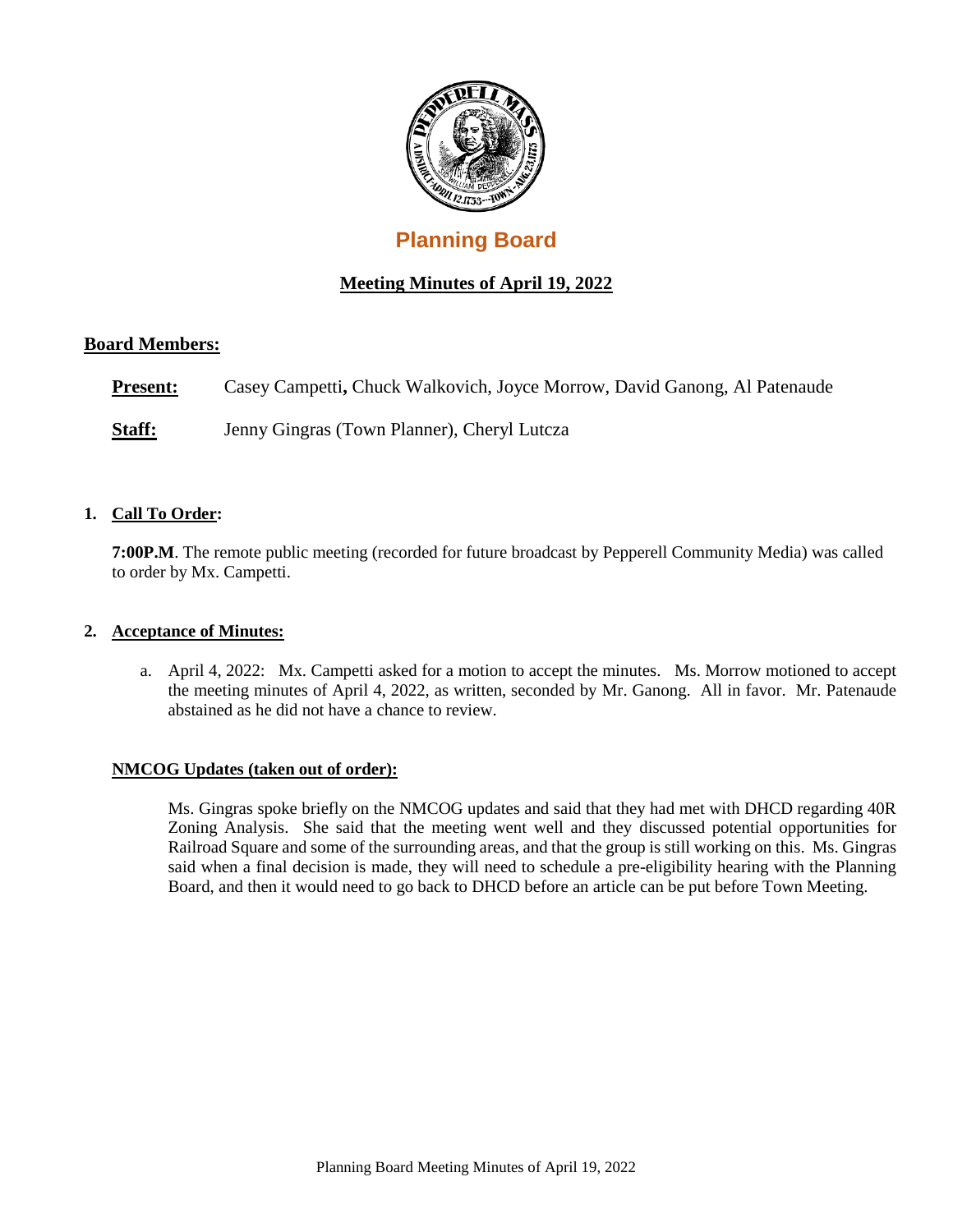# Planning Board

## Meeting Minutes of April 19, 2022

### Board Members:

**Present:** Casey Campetti**,** Chuck Walkovich, Joyce Morrow, David Ganong, Al Patenaude

**Staff:** Jenny Gingras (Town Planner), Cheryl Lutcza

1. **Call To Order:**

   **7:00P.M**. The remote public meeting (recorded for future broadcast by Pepperell Community Media) was called to order by Mx. Campetti.

2. **Acceptance of Minutes:**

   a. April 4, 2022: Mx. Campetti asked for a motion to accept the minutes. Ms. Morrow motioned to accept the meeting minutes of April 4, 2022, as written, seconded by Mr. Ganong. All in favor. Mr. Patenaude abstained as he did not have a chance to review.

**NMCOG Updates (taken out of order):**

Ms. Gingras spoke briefly on the NMCOG updates and said that they had met with DHCD regarding 40R Zoning Analysis. She said that the meeting went well and they discussed potential opportunities for Railroad Square and some of the surrounding areas, and that the group is still working on this. Ms. Gingras said when a final decision is made, they will need to schedule a pre-eligibility hearing with the Planning Board, and then it would need to go back to DHCD before an article can be put before Town Meeting.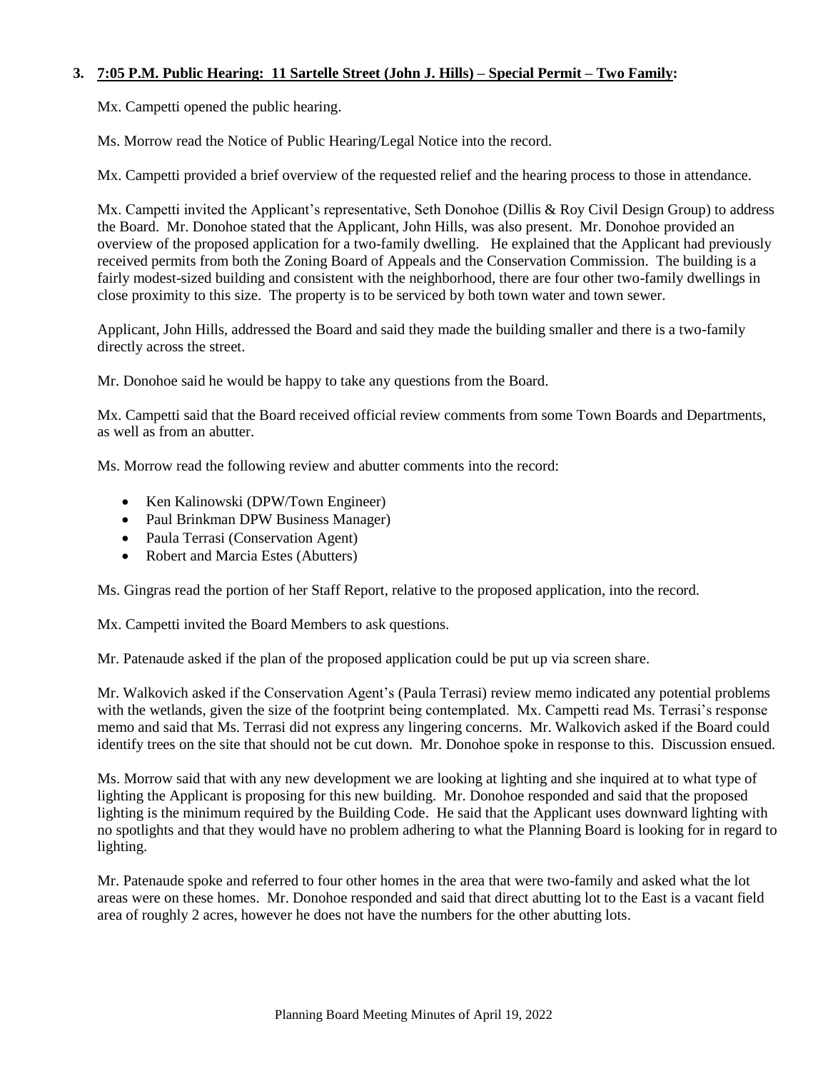**3. 7:05 P.M. Public Hearing: 11 Sartelle Street (John J. Hills) – Special Permit – Two Family:**

Mx. Campetti opened the public hearing.

Ms. Morrow read the Notice of Public Hearing/Legal Notice into the record.

Mx. Campetti provided a brief overview of the requested relief and the hearing process to those in attendance.

Mx. Campetti invited the Applicant's representative, Seth Donohoe (Dillis & Roy Civil Design Group) to address the Board. Mr. Donohoe stated that the Applicant, John Hills, was also present. Mr. Donohoe provided an overview of the proposed application for a two-family dwelling. He explained that the Applicant had previously received permits from both the Zoning Board of Appeals and the Conservation Commission. The building is a fairly modest-sized building and consistent with the neighborhood, there are four other two-family dwellings in close proximity to this size. The property is to be serviced by both town water and town sewer.

Applicant, John Hills, addressed the Board and said they made the building smaller and there is a two-family directly across the street.

Mr. Donohoe said he would be happy to take any questions from the Board.

Mx. Campetti said that the Board received official review comments from some Town Boards and Departments, as well as from an abutter.

Ms. Morrow read the following review and abutter comments into the record:

- Ken Kalinowski (DPW/Town Engineer)
- Paul Brinkman DPW Business Manager)
- Paula Terrasi (Conservation Agent)
- Robert and Marcia Estes (Abutters)

Ms. Gingras read the portion of her Staff Report, relative to the proposed application, into the record.

Mx. Campetti invited the Board Members to ask questions.

Mr. Patenaude asked if the plan of the proposed application could be put up via screen share.

Mr. Walkovich asked if the Conservation Agent's (Paula Terrasi) review memo indicated any potential problems with the wetlands, given the size of the footprint being contemplated. Mx. Campetti read Ms. Terrasi's response memo and said that Ms. Terrasi did not express any lingering concerns. Mr. Walkovich asked if the Board could identify trees on the site that should not be cut down. Mr. Donohoe spoke in response to this. Discussion ensued.

Ms. Morrow said that with any new development we are looking at lighting and she inquired at to what type of lighting the Applicant is proposing for this new building. Mr. Donohoe responded and said that the proposed lighting is the minimum required by the Building Code. He said that the Applicant uses downward lighting with no spotlights and that they would have no problem adhering to what the Planning Board is looking for in regard to lighting.

Mr. Patenaude spoke and referred to four other homes in the area that were two-family and asked what the lot areas were on these homes. Mr. Donohoe responded and said that direct abutting lot to the East is a vacant field area of roughly 2 acres, however he does not have the numbers for the other abutting lots.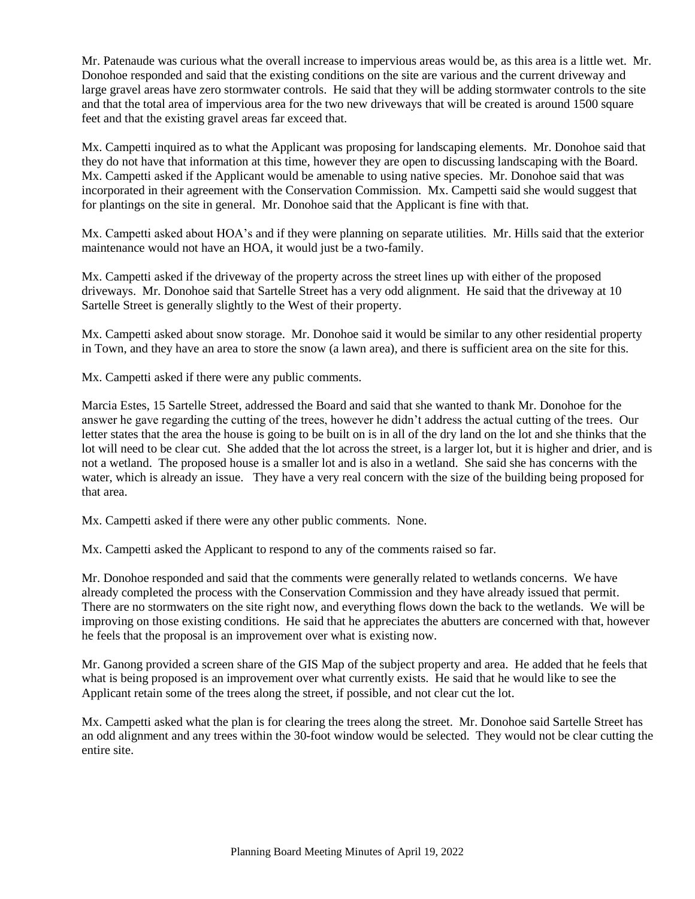Mr. Patenaude was curious what the overall increase to impervious areas would be, as this area is a little wet. Mr. Donohoe responded and said that the existing conditions on the site are various and the current driveway and large gravel areas have zero stormwater controls. He said that they will be adding stormwater controls to the site and that the total area of impervious area for the two new driveways that will be created is around 1500 square feet and that the existing gravel areas far exceed that.

Mx. Campetti inquired as to what the Applicant was proposing for landscaping elements. Mr. Donohoe said that they do not have that information at this time, however they are open to discussing landscaping with the Board. Mx. Campetti asked if the Applicant would be amenable to using native species. Mr. Donohoe said that was incorporated in their agreement with the Conservation Commission. Mx. Campetti said she would suggest that for plantings on the site in general. Mr. Donohoe said that the Applicant is fine with that.

Mx. Campetti asked about HOA's and if they were planning on separate utilities. Mr. Hills said that the exterior maintenance would not have an HOA, it would just be a two-family.

Mx. Campetti asked if the driveway of the property across the street lines up with either of the proposed driveways. Mr. Donohoe said that Sartelle Street has a very odd alignment. He said that the driveway at 10 Sartelle Street is generally slightly to the West of their property.

Mx. Campetti asked about snow storage. Mr. Donohoe said it would be similar to any other residential property in Town, and they have an area to store the snow (a lawn area), and there is sufficient area on the site for this.

Mx. Campetti asked if there were any public comments.

Marcia Estes, 15 Sartelle Street, addressed the Board and said that she wanted to thank Mr. Donohoe for the answer he gave regarding the cutting of the trees, however he didn't address the actual cutting of the trees. Our letter states that the area the house is going to be built on is in all of the dry land on the lot and she thinks that the lot will need to be clear cut. She added that the lot across the street, is a larger lot, but it is higher and drier, and is not a wetland. The proposed house is a smaller lot and is also in a wetland. She said she has concerns with the water, which is already an issue. They have a very real concern with the size of the building being proposed for that area.

Mx. Campetti asked if there were any other public comments. None.

Mx. Campetti asked the Applicant to respond to any of the comments raised so far.

Mr. Donohoe responded and said that the comments were generally related to wetlands concerns. We have already completed the process with the Conservation Commission and they have already issued that permit. There are no stormwaters on the site right now, and everything flows down the back to the wetlands. We will be improving on those existing conditions. He said that he appreciates the abutters are concerned with that, however he feels that the proposal is an improvement over what is existing now.

Mr. Ganong provided a screen share of the GIS Map of the subject property and area. He added that he feels that what is being proposed is an improvement over what currently exists. He said that he would like to see the Applicant retain some of the trees along the street, if possible, and not clear cut the lot.

Mx. Campetti asked what the plan is for clearing the trees along the street. Mr. Donohoe said Sartelle Street has an odd alignment and any trees within the 30-foot window would be selected. They would not be clear cutting the entire site.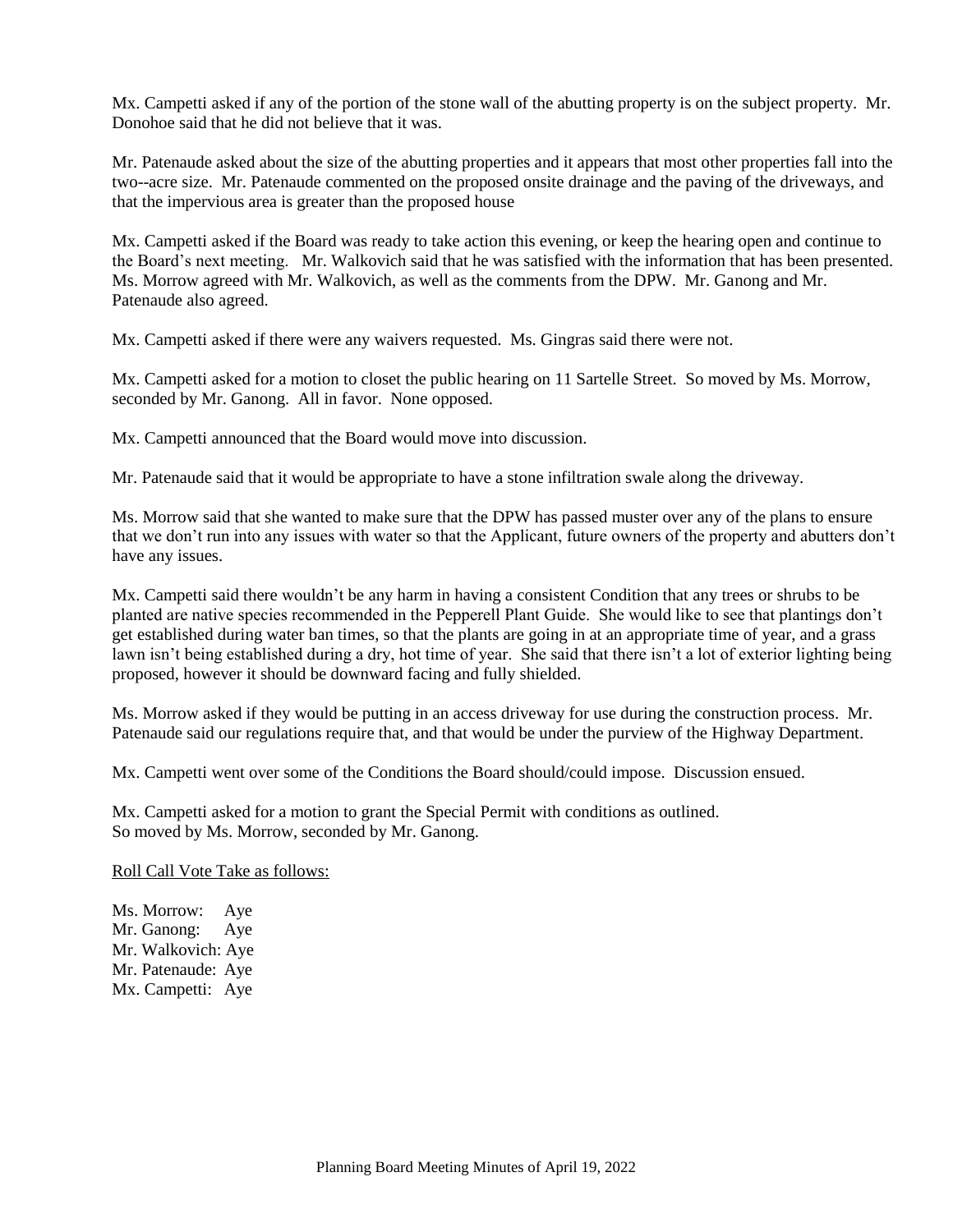Mx. Campetti asked if any of the portion of the stone wall of the abutting property is on the subject property. Mr. Donohoe said that he did not believe that it was.

Mr. Patenaude asked about the size of the abutting properties and it appears that most other properties fall into the two--acre size. Mr. Patenaude commented on the proposed onsite drainage and the paving of the driveways, and that the impervious area is greater than the proposed house

Mx. Campetti asked if the Board was ready to take action this evening, or keep the hearing open and continue to the Board's next meeting. Mr. Walkovich said that he was satisfied with the information that has been presented. Ms. Morrow agreed with Mr. Walkovich, as well as the comments from the DPW. Mr. Ganong and Mr. Patenaude also agreed.

Mx. Campetti asked if there were any waivers requested. Ms. Gingras said there were not.

Mx. Campetti asked for a motion to closet the public hearing on 11 Sartelle Street. So moved by Ms. Morrow, seconded by Mr. Ganong. All in favor. None opposed.

Mx. Campetti announced that the Board would move into discussion.

Mr. Patenaude said that it would be appropriate to have a stone infiltration swale along the driveway.

Ms. Morrow said that she wanted to make sure that the DPW has passed muster over any of the plans to ensure that we don't run into any issues with water so that the Applicant, future owners of the property and abutters don't have any issues.

Mx. Campetti said there wouldn't be any harm in having a consistent Condition that any trees or shrubs to be planted are native species recommended in the Pepperell Plant Guide. She would like to see that plantings don't get established during water ban times, so that the plants are going in at an appropriate time of year, and a grass lawn isn't being established during a dry, hot time of year. She said that there isn't a lot of exterior lighting being proposed, however it should be downward facing and fully shielded.

Ms. Morrow asked if they would be putting in an access driveway for use during the construction process. Mr. Patenaude said our regulations require that, and that would be under the purview of the Highway Department.

Mx. Campetti went over some of the Conditions the Board should/could impose. Discussion ensued.

Mx. Campetti asked for a motion to grant the Special Permit with conditions as outlined.
So moved by Ms. Morrow, seconded by Mr. Ganong.

<u>Roll Call Vote Take as follows:</u>

Ms. Morrow: Aye
Mr. Ganong: Aye
Mr. Walkovich: Aye
Mr. Patenaude: Aye
Mx. Campetti: Aye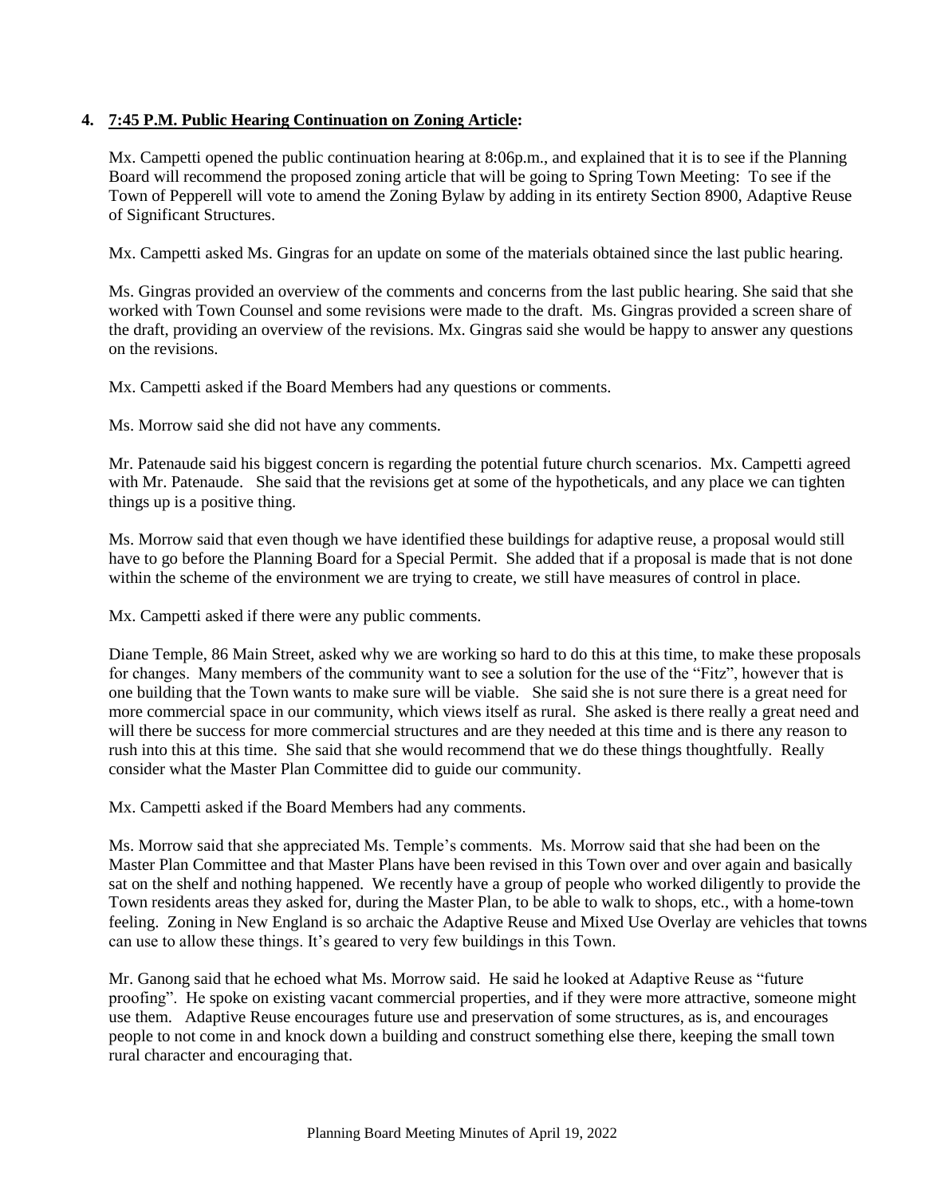**4. 7:45 P.M. Public Hearing Continuation on Zoning Article:**

Mx. Campetti opened the public continuation hearing at 8:06p.m., and explained that it is to see if the Planning Board will recommend the proposed zoning article that will be going to Spring Town Meeting: To see if the Town of Pepperell will vote to amend the Zoning Bylaw by adding in its entirety Section 8900, Adaptive Reuse of Significant Structures.

Mx. Campetti asked Ms. Gingras for an update on some of the materials obtained since the last public hearing.

Ms. Gingras provided an overview of the comments and concerns from the last public hearing. She said that she worked with Town Counsel and some revisions were made to the draft. Ms. Gingras provided a screen share of the draft, providing an overview of the revisions. Mx. Gingras said she would be happy to answer any questions on the revisions.

Mx. Campetti asked if the Board Members had any questions or comments.

Ms. Morrow said she did not have any comments.

Mr. Patenaude said his biggest concern is regarding the potential future church scenarios. Mx. Campetti agreed with Mr. Patenaude. She said that the revisions get at some of the hypotheticals, and any place we can tighten things up is a positive thing.

Ms. Morrow said that even though we have identified these buildings for adaptive reuse, a proposal would still have to go before the Planning Board for a Special Permit. She added that if a proposal is made that is not done within the scheme of the environment we are trying to create, we still have measures of control in place.

Mx. Campetti asked if there were any public comments.

Diane Temple, 86 Main Street, asked why we are working so hard to do this at this time, to make these proposals for changes. Many members of the community want to see a solution for the use of the "Fitz", however that is one building that the Town wants to make sure will be viable. She said she is not sure there is a great need for more commercial space in our community, which views itself as rural. She asked is there really a great need and will there be success for more commercial structures and are they needed at this time and is there any reason to rush into this at this time. She said that she would recommend that we do these things thoughtfully. Really consider what the Master Plan Committee did to guide our community.

Mx. Campetti asked if the Board Members had any comments.

Ms. Morrow said that she appreciated Ms. Temple's comments. Ms. Morrow said that she had been on the Master Plan Committee and that Master Plans have been revised in this Town over and over again and basically sat on the shelf and nothing happened. We recently have a group of people who worked diligently to provide the Town residents areas they asked for, during the Master Plan, to be able to walk to shops, etc., with a home-town feeling. Zoning in New England is so archaic the Adaptive Reuse and Mixed Use Overlay are vehicles that towns can use to allow these things. It's geared to very few buildings in this Town.

Mr. Ganong said that he echoed what Ms. Morrow said. He said he looked at Adaptive Reuse as "future proofing". He spoke on existing vacant commercial properties, and if they were more attractive, someone might use them. Adaptive Reuse encourages future use and preservation of some structures, as is, and encourages people to not come in and knock down a building and construct something else there, keeping the small town rural character and encouraging that.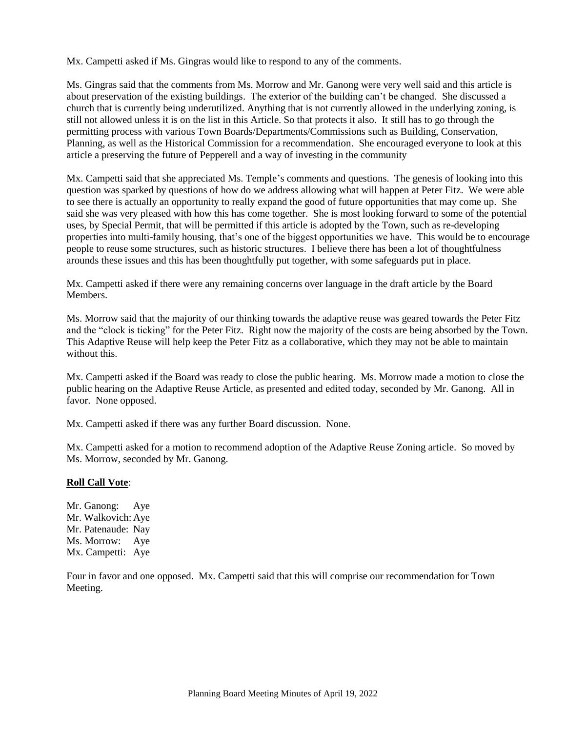Mx. Campetti asked if Ms. Gingras would like to respond to any of the comments.

Ms. Gingras said that the comments from Ms. Morrow and Mr. Ganong were very well said and this article is about preservation of the existing buildings. The exterior of the building can't be changed. She discussed a church that is currently being underutilized. Anything that is not currently allowed in the underlying zoning, is still not allowed unless it is on the list in this Article. So that protects it also. It still has to go through the permitting process with various Town Boards/Departments/Commissions such as Building, Conservation, Planning, as well as the Historical Commission for a recommendation. She encouraged everyone to look at this article a preserving the future of Pepperell and a way of investing in the community

Mx. Campetti said that she appreciated Ms. Temple's comments and questions. The genesis of looking into this question was sparked by questions of how do we address allowing what will happen at Peter Fitz. We were able to see there is actually an opportunity to really expand the good of future opportunities that may come up. She said she was very pleased with how this has come together. She is most looking forward to some of the potential uses, by Special Permit, that will be permitted if this article is adopted by the Town, such as re-developing properties into multi-family housing, that's one of the biggest opportunities we have. This would be to encourage people to reuse some structures, such as historic structures. I believe there has been a lot of thoughtfulness arounds these issues and this has been thoughtfully put together, with some safeguards put in place.

Mx. Campetti asked if there were any remaining concerns over language in the draft article by the Board Members.

Ms. Morrow said that the majority of our thinking towards the adaptive reuse was geared towards the Peter Fitz and the "clock is ticking" for the Peter Fitz. Right now the majority of the costs are being absorbed by the Town. This Adaptive Reuse will help keep the Peter Fitz as a collaborative, which they may not be able to maintain without this.

Mx. Campetti asked if the Board was ready to close the public hearing. Ms. Morrow made a motion to close the public hearing on the Adaptive Reuse Article, as presented and edited today, seconded by Mr. Ganong. All in favor. None opposed.

Mx. Campetti asked if there was any further Board discussion. None.

Mx. Campetti asked for a motion to recommend adoption of the Adaptive Reuse Zoning article. So moved by Ms. Morrow, seconded by Mr. Ganong.

**Roll Call Vote**:

Mr. Ganong: Aye
Mr. Walkovich: Aye
Mr. Patenaude: Nay
Ms. Morrow: Aye
Mx. Campetti: Aye

Four in favor and one opposed. Mx. Campetti said that this will comprise our recommendation for Town Meeting.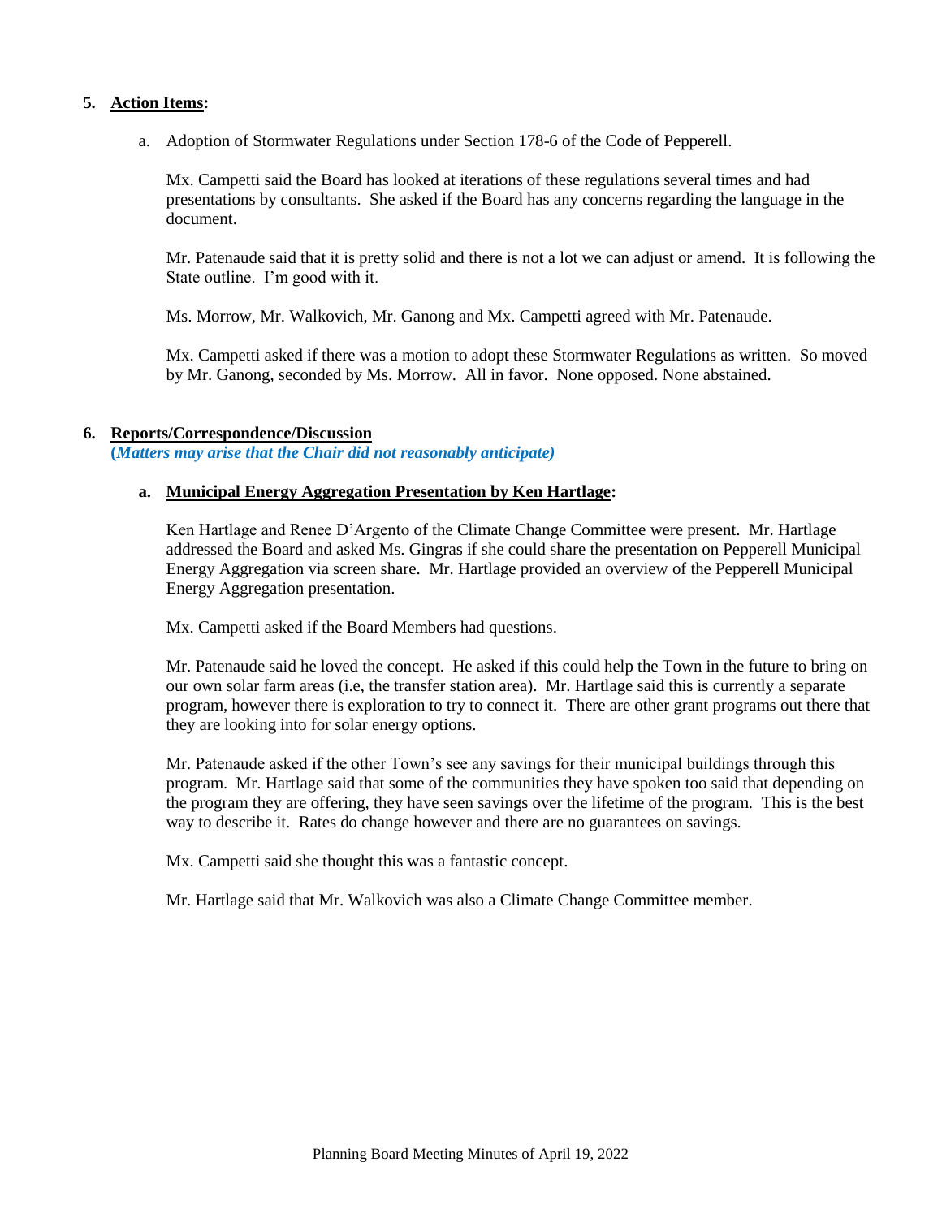## 5. **Action Items:**

a. Adoption of Stormwater Regulations under Section 178-6 of the Code of Pepperell.

Mx. Campetti said the Board has looked at iterations of these regulations several times and had presentations by consultants. She asked if the Board has any concerns regarding the language in the document.

Mr. Patenaude said that it is pretty solid and there is not a lot we can adjust or amend. It is following the State outline. I'm good with it.

Ms. Morrow, Mr. Walkovich, Mr. Ganong and Mx. Campetti agreed with Mr. Patenaude.

Mx. Campetti asked if there was a motion to adopt these Stormwater Regulations as written. So moved by Mr. Ganong, seconded by Ms. Morrow. All in favor. None opposed. None abstained.

## 6. **Reports/Correspondence/Discussion**

***(Matters may arise that the Chair did not reasonably anticipate)***

### a. **Municipal Energy Aggregation Presentation by Ken Hartlage:**

Ken Hartlage and Renee D'Argento of the Climate Change Committee were present. Mr. Hartlage addressed the Board and asked Ms. Gingras if she could share the presentation on Pepperell Municipal Energy Aggregation via screen share. Mr. Hartlage provided an overview of the Pepperell Municipal Energy Aggregation presentation.

Mx. Campetti asked if the Board Members had questions.

Mr. Patenaude said he loved the concept. He asked if this could help the Town in the future to bring on our own solar farm areas (i.e, the transfer station area). Mr. Hartlage said this is currently a separate program, however there is exploration to try to connect it. There are other grant programs out there that they are looking into for solar energy options.

Mr. Patenaude asked if the other Town's see any savings for their municipal buildings through this program. Mr. Hartlage said that some of the communities they have spoken too said that depending on the program they are offering, they have seen savings over the lifetime of the program. This is the best way to describe it. Rates do change however and there are no guarantees on savings.

Mx. Campetti said she thought this was a fantastic concept.

Mr. Hartlage said that Mr. Walkovich was also a Climate Change Committee member.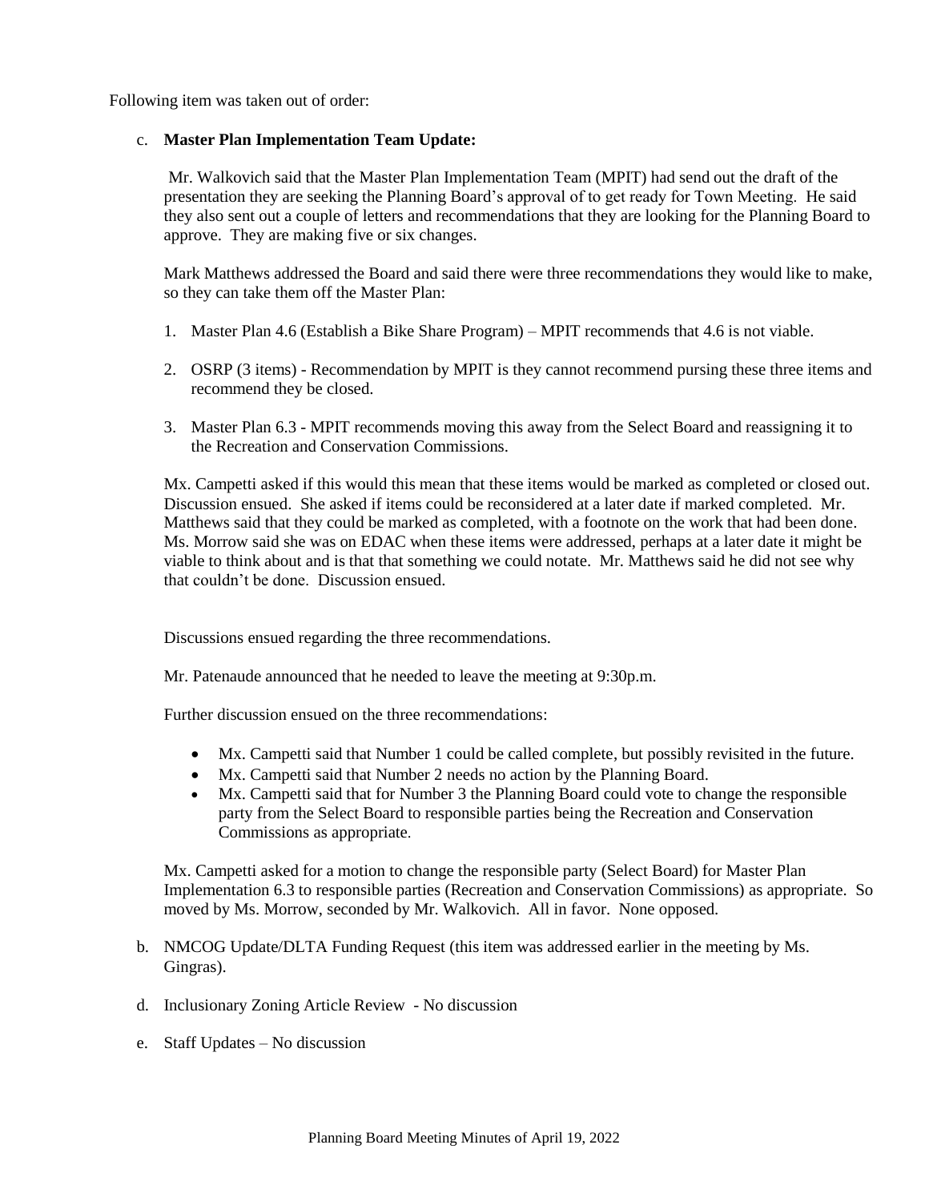Following item was taken out of order:

c. **Master Plan Implementation Team Update:**

 Mr. Walkovich said that the Master Plan Implementation Team (MPIT) had send out the draft of the presentation they are seeking the Planning Board's approval of to get ready for Town Meeting. He said they also sent out a couple of letters and recommendations that they are looking for the Planning Board to approve. They are making five or six changes.

 Mark Matthews addressed the Board and said there were three recommendations they would like to make, so they can take them off the Master Plan:

 1. Master Plan 4.6 (Establish a Bike Share Program) – MPIT recommends that 4.6 is not viable.

 2. OSRP (3 items) - Recommendation by MPIT is they cannot recommend pursing these three items and recommend they be closed.

 3. Master Plan 6.3 - MPIT recommends moving this away from the Select Board and reassigning it to the Recreation and Conservation Commissions.

 Mx. Campetti asked if this would this mean that these items would be marked as completed or closed out. Discussion ensued. She asked if items could be reconsidered at a later date if marked completed. Mr. Matthews said that they could be marked as completed, with a footnote on the work that had been done. Ms. Morrow said she was on EDAC when these items were addressed, perhaps at a later date it might be viable to think about and is that that something we could notate. Mr. Matthews said he did not see why that couldn't be done. Discussion ensued.

 Discussions ensued regarding the three recommendations.

 Mr. Patenaude announced that he needed to leave the meeting at 9:30p.m.

 Further discussion ensued on the three recommendations:

 - Mx. Campetti said that Number 1 could be called complete, but possibly revisited in the future.
 - Mx. Campetti said that Number 2 needs no action by the Planning Board.
 - Mx. Campetti said that for Number 3 the Planning Board could vote to change the responsible party from the Select Board to responsible parties being the Recreation and Conservation Commissions as appropriate.

 Mx. Campetti asked for a motion to change the responsible party (Select Board) for Master Plan Implementation 6.3 to responsible parties (Recreation and Conservation Commissions) as appropriate. So moved by Ms. Morrow, seconded by Mr. Walkovich. All in favor. None opposed.

b. NMCOG Update/DLTA Funding Request (this item was addressed earlier in the meeting by Ms. Gingras).

d. Inclusionary Zoning Article Review - No discussion

e. Staff Updates – No discussion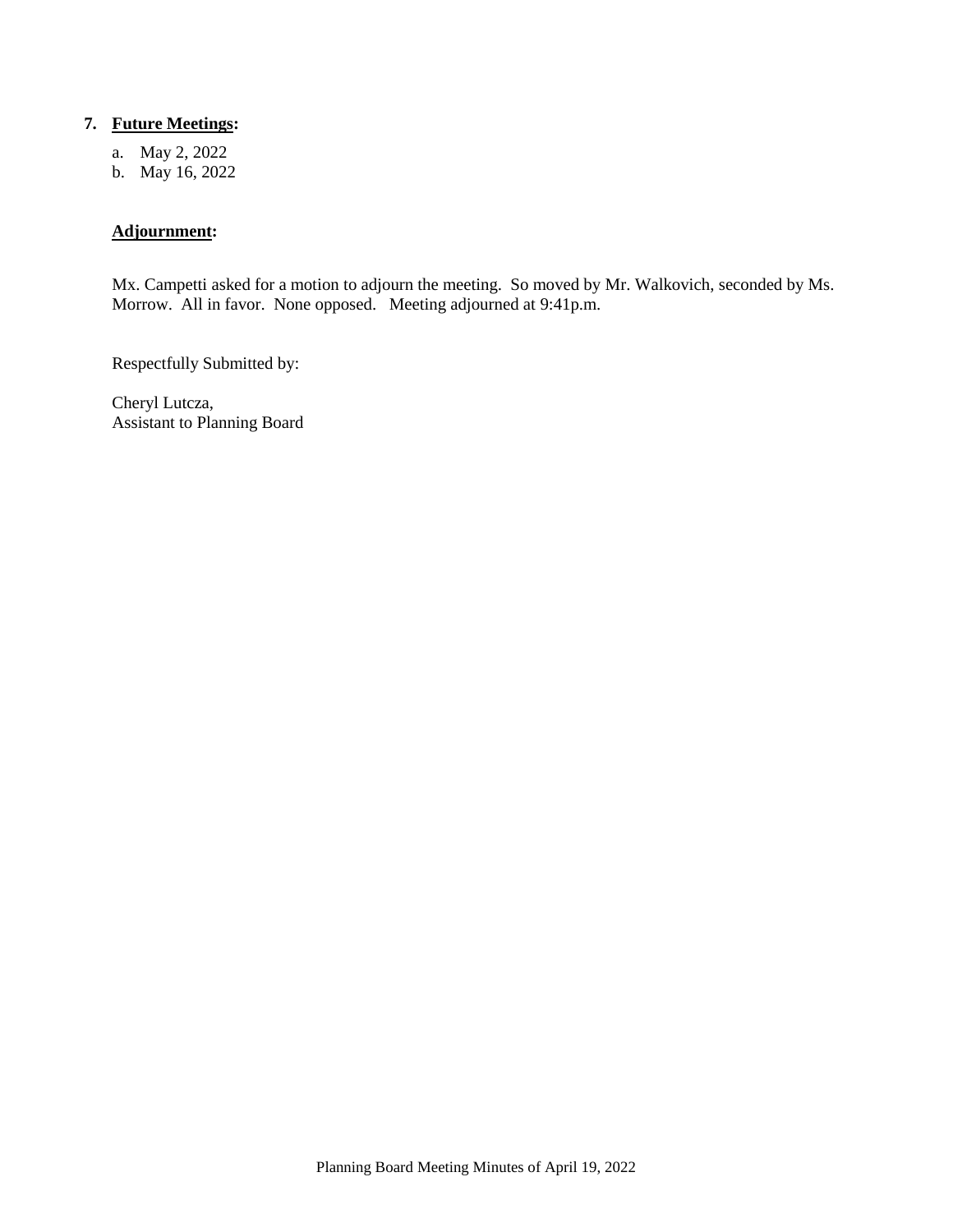7. **Future Meetings:**

   a. May 2, 2022
   b. May 16, 2022

**Adjournment:**

Mx. Campetti asked for a motion to adjourn the meeting. So moved by Mr. Walkovich, seconded by Ms. Morrow. All in favor. None opposed. Meeting adjourned at 9:41p.m.

Respectfully Submitted by:

Cheryl Lutcza,
Assistant to Planning Board